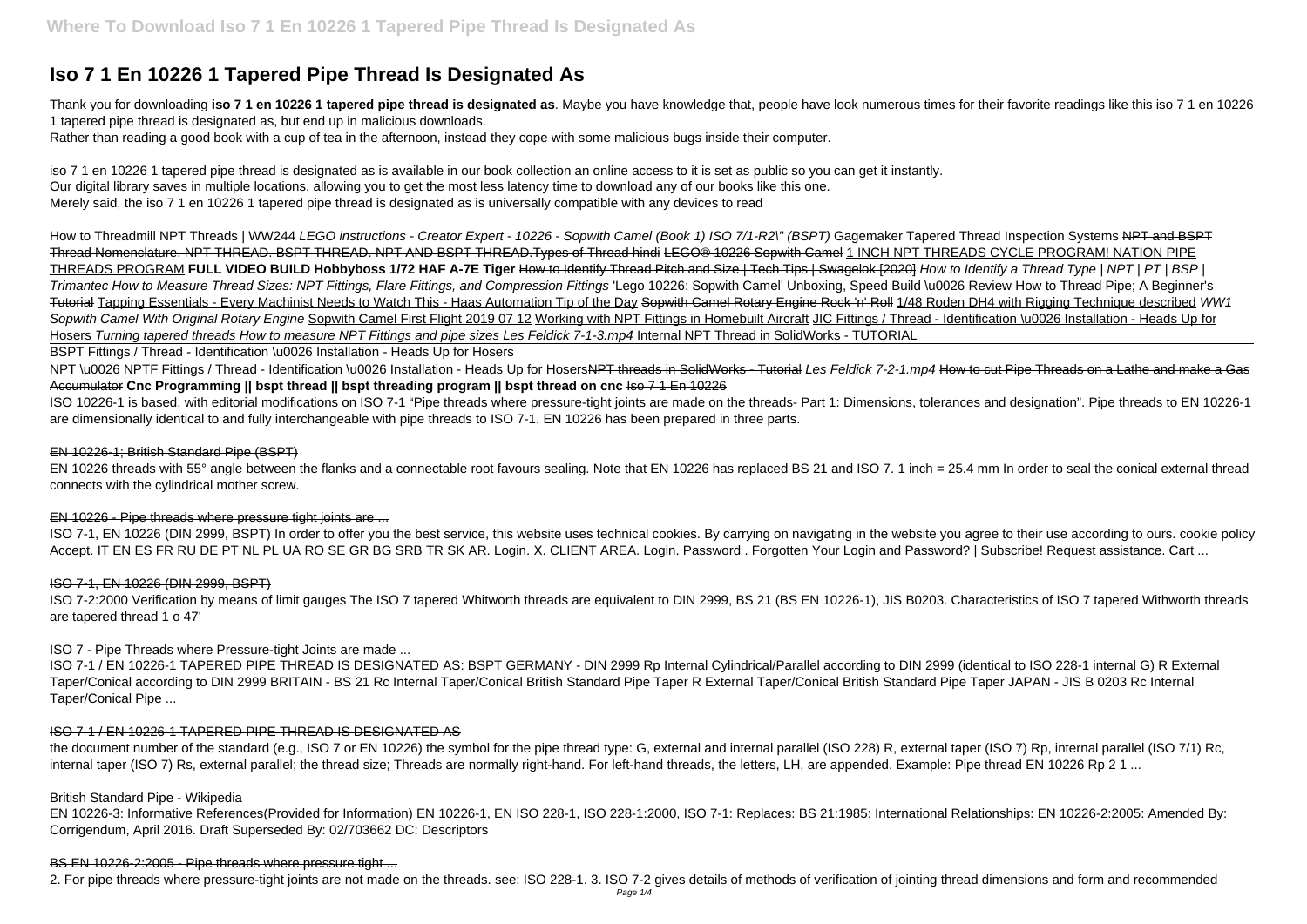# Iso 7 1 En 10226 1 Tapered Pipe Thread Is Designated As

Thank you for downloading **iso 7 1 en 10226 1 tapered pipe thread is designated as**. Maybe you have knowledge that, people have look numerous times for their favorite readings like this iso 7 1 en 10226 1 tapered pipe thread is designated as, but end up in malicious downloads.
Rather than reading a good book with a cup of tea in the afternoon, instead they cope with some malicious bugs inside their computer.

iso 7 1 en 10226 1 tapered pipe thread is designated as is available in our book collection an online access to it is set as public so you can get it instantly.
Our digital library saves in multiple locations, allowing you to get the most less latency time to download any of our books like this one.
Merely said, the iso 7 1 en 10226 1 tapered pipe thread is designated as is universally compatible with any devices to read

How to Threadmill NPT Threads | WW244 *LEGO instructions - Creator Expert - 10226 - Sopwith Camel (Book 1) ISO 7/1-R2\" (BSPT)* Gagemaker Tapered Thread Inspection Systems NPT and BSPT Thread Nomenclature. NPT THREAD. BSPT THREAD. NPT AND BSPT THREAD.Types of Thread hindi LEGO® 10226 Sopwith Camel 1 INCH NPT THREADS CYCLE PROGRAM! NATION PIPE THREADS PROGRAM **FULL VIDEO BUILD Hobbyboss 1/72 HAF A-7E Tiger** How to Identify Thread Pitch and Size | Tech Tips | Swagelok [2020] *How to Identify a Thread Type | NPT | PT | BSP | Trimantec How to Measure Thread Sizes: NPT Fittings, Flare Fittings, and Compression Fittings* 'Lego 10226: Sopwith Camel' Unboxing, Speed Build \u0026 Review How to Thread Pipe; A Beginner's Tutorial Tapping Essentials - Every Machinist Needs to Watch This - Haas Automation Tip of the Day Sopwith Camel Rotary Engine Rock 'n' Roll 1/48 Roden DH4 with Rigging Technique described *WW1 Sopwith Camel With Original Rotary Engine* Sopwith Camel First Flight 2019 07 12 Working with NPT Fittings in Homebuilt Aircraft JIC Fittings / Thread - Identification \u0026 Installation - Heads Up for Hosers *Turning tapered threads How to measure NPT Fittings and pipe sizes Les Feldick 7-1-3.mp4* Internal NPT Thread in SolidWorks - TUTORIAL

BSPT Fittings / Thread - Identification \u0026 Installation - Heads Up for Hosers

NPT \u0026 NPTF Fittings / Thread - Identification \u0026 Installation - Heads Up for HosersNPT threads in SolidWorks - Tutorial *Les Feldick 7-2-1.mp4* How to cut Pipe Threads on a Lathe and make a Gas Accumulator **Cnc Programming || bspt thread || bspt threading program || bspt thread on cnc** Iso 7 1 En 10226

ISO 10226-1 is based, with editorial modifications on ISO 7-1 "Pipe threads where pressure-tight joints are made on the threads- Part 1: Dimensions, tolerances and designation". Pipe threads to EN 10226-1 are dimensionally identical to and fully interchangeable with pipe threads to ISO 7-1. EN 10226 has been prepared in three parts.

## EN 10226-1; British Standard Pipe (BSPT)

EN 10226 threads with 55° angle between the flanks and a connectable root favours sealing. Note that EN 10226 has replaced BS 21 and ISO 7. 1 inch = 25.4 mm In order to seal the conical external thread connects with the cylindrical mother screw.

## EN 10226 - Pipe threads where pressure tight joints are ...

ISO 7-1, EN 10226 (DIN 2999, BSPT) In order to offer you the best service, this website uses technical cookies. By carrying on navigating in the website you agree to their use according to ours. cookie policy Accept. IT EN ES FR RU DE PT NL PL UA RO SE GR BG SRB TR SK AR. Login. X. CLIENT AREA. Login. Password . Forgotten Your Login and Password? | Subscribe! Request assistance. Cart ...

## ISO 7-1, EN 10226 (DIN 2999, BSPT)

ISO 7-2:2000 Verification by means of limit gauges The ISO 7 tapered Whitworth threads are equivalent to DIN 2999, BS 21 (BS EN 10226-1), JIS B0203. Characteristics of ISO 7 tapered Withworth threads are tapered thread 1 o 47'

## ISO 7 - Pipe Threads where Pressure-tight Joints are made ...

ISO 7-1 / EN 10226-1 TAPERED PIPE THREAD IS DESIGNATED AS: BSPT GERMANY - DIN 2999 Rp Internal Cylindrical/Parallel according to DIN 2999 (identical to ISO 228-1 internal G) R External Taper/Conical according to DIN 2999 BRITAIN - BS 21 Rc Internal Taper/Conical British Standard Pipe Taper R External Taper/Conical British Standard Pipe Taper JAPAN - JIS B 0203 Rc Internal Taper/Conical Pipe ...

## ISO 7-1 / EN 10226-1 TAPERED PIPE THREAD IS DESIGNATED AS

the document number of the standard (e.g., ISO 7 or EN 10226) the symbol for the pipe thread type: G, external and internal parallel (ISO 228) R, external taper (ISO 7) Rp, internal parallel (ISO 7/1) Rc, internal taper (ISO 7) Rs, external parallel; the thread size; Threads are normally right-hand. For left-hand threads, the letters, LH, are appended. Example: Pipe thread EN 10226 Rp 2 1 ...

## British Standard Pipe - Wikipedia

EN 10226-3: Informative References(Provided for Information) EN 10226-1, EN ISO 228-1, ISO 228-1:2000, ISO 7-1: Replaces: BS 21:1985: International Relationships: EN 10226-2:2005: Amended By: Corrigendum, April 2016. Draft Superseded By: 02/703662 DC: Descriptors

## BS EN 10226-2:2005 - Pipe threads where pressure tight ...

2. For pipe threads where pressure-tight joints are not made on the threads. see: ISO 228-1. 3. ISO 7-2 gives details of methods of verification of jointing thread dimensions and form and recommended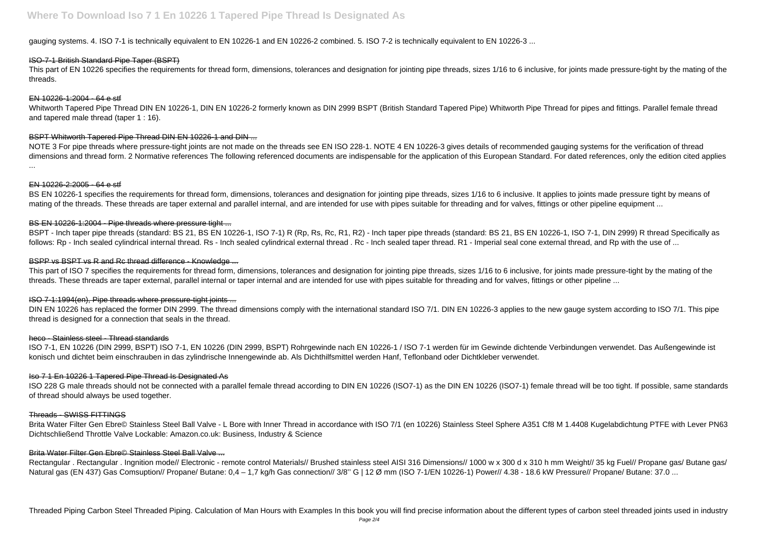gauging systems. 4. ISO 7-1 is technically equivalent to EN 10226-1 and EN 10226-2 combined. 5. ISO 7-2 is technically equivalent to EN 10226-3 ...

ISO-7-1 British Standard Pipe Taper (BSPT)

This part of EN 10226 specifies the requirements for thread form, dimensions, tolerances and designation for jointing pipe threads, sizes 1/16 to 6 inclusive, for joints made pressure-tight by the mating of the threads.

EN 10226-1:2004 - 64 e stf

Whitworth Tapered Pipe Thread DIN EN 10226-1, DIN EN 10226-2 formerly known as DIN 2999 BSPT (British Standard Tapered Pipe) Whitworth Pipe Thread for pipes and fittings. Parallel female thread and tapered male thread (taper 1 : 16).

BSPT Whitworth Tapered Pipe Thread DIN EN 10226-1 and DIN ...

NOTE 3 For pipe threads where pressure-tight joints are not made on the threads see EN ISO 228-1. NOTE 4 EN 10226-3 gives details of recommended gauging systems for the verification of thread dimensions and thread form. 2 Normative references The following referenced documents are indispensable for the application of this European Standard. For dated references, only the edition cited applies ...

EN 10226-2:2005 - 64 e stf

BS EN 10226-1 specifies the requirements for thread form, dimensions, tolerances and designation for jointing pipe threads, sizes 1/16 to 6 inclusive. It applies to joints made pressure tight by means of mating of the threads. These threads are taper external and parallel internal, and are intended for use with pipes suitable for threading and for valves, fittings or other pipeline equipment ...

BS EN 10226-1:2004 - Pipe threads where pressure tight ...

BSPT - Inch taper pipe threads (standard: BS 21, BS EN 10226-1, ISO 7-1) R (Rp, Rs, Rc, R1, R2) - Inch taper pipe threads (standard: BS 21, BS EN 10226-1, ISO 7-1, DIN 2999) R thread Specifically as follows: Rp - Inch sealed cylindrical internal thread. Rs - Inch sealed cylindrical external thread . Rc - Inch sealed taper thread. R1 - Imperial seal cone external thread, and Rp with the use of ...

BSPP vs BSPT vs R and Rc thread difference - Knowledge ...

This part of ISO 7 specifies the requirements for thread form, dimensions, tolerances and designation for jointing pipe threads, sizes 1/16 to 6 inclusive, for joints made pressure-tight by the mating of the threads. These threads are taper external, parallel internal or taper internal and are intended for use with pipes suitable for threading and for valves, fittings or other pipeline ...

ISO 7-1:1994(en), Pipe threads where pressure-tight joints ...

DIN EN 10226 has replaced the former DIN 2999. The thread dimensions comply with the international standard ISO 7/1. DIN EN 10226-3 applies to the new gauge system according to ISO 7/1. This pipe thread is designed for a connection that seals in the thread.

heco - Stainless steel - Thread standards

ISO 7-1, EN 10226 (DIN 2999, BSPT) ISO 7-1, EN 10226 (DIN 2999, BSPT) Rohrgewinde nach EN 10226-1 / ISO 7-1 werden für im Gewinde dichtende Verbindungen verwendet. Das Außengewinde ist konisch und dichtet beim einschrauben in das zylindrische Innengewinde ab. Als Dichthilfsmittel werden Hanf, Teflonband oder Dichtkleber verwendet.

Iso 7 1 En 10226 1 Tapered Pipe Thread Is Designated As

ISO 228 G male threads should not be connected with a parallel female thread according to DIN EN 10226 (ISO7-1) as the DIN EN 10226 (ISO7-1) female thread will be too tight. If possible, same standards of thread should always be used together.

Threads - SWISS FITTINGS

Brita Water Filter Gen Ebre© Stainless Steel Ball Valve - L Bore with Inner Thread in accordance with ISO 7/1 (en 10226) Stainless Steel Sphere A351 Cf8 M 1.4408 Kugelabdichtung PTFE with Lever PN63 Dichtschließend Throttle Valve Lockable: Amazon.co.uk: Business, Industry & Science

Brita Water Filter Gen Ebre© Stainless Steel Ball Valve ...

Rectangular . Rectangular . Ingnition mode// Electronic - remote control Materials// Brushed stainless steel AISI 316 Dimensions// 1000 w x 300 d x 310 h mm Weight// 35 kg Fuel// Propane gas/ Butane gas/ Natural gas (EN 437) Gas Comsuption// Propane/ Butane: 0,4 – 1,7 kg/h Gas connection// 3/8'' G | 12 Ø mm (ISO 7-1/EN 10226-1) Power// 4.38 - 18.6 kW Pressure// Propane/ Butane: 37.0 ...

Threaded Piping Carbon Steel Threaded Piping. Calculation of Man Hours with Examples In this book you will find precise information about the different types of carbon steel threaded joints used in industry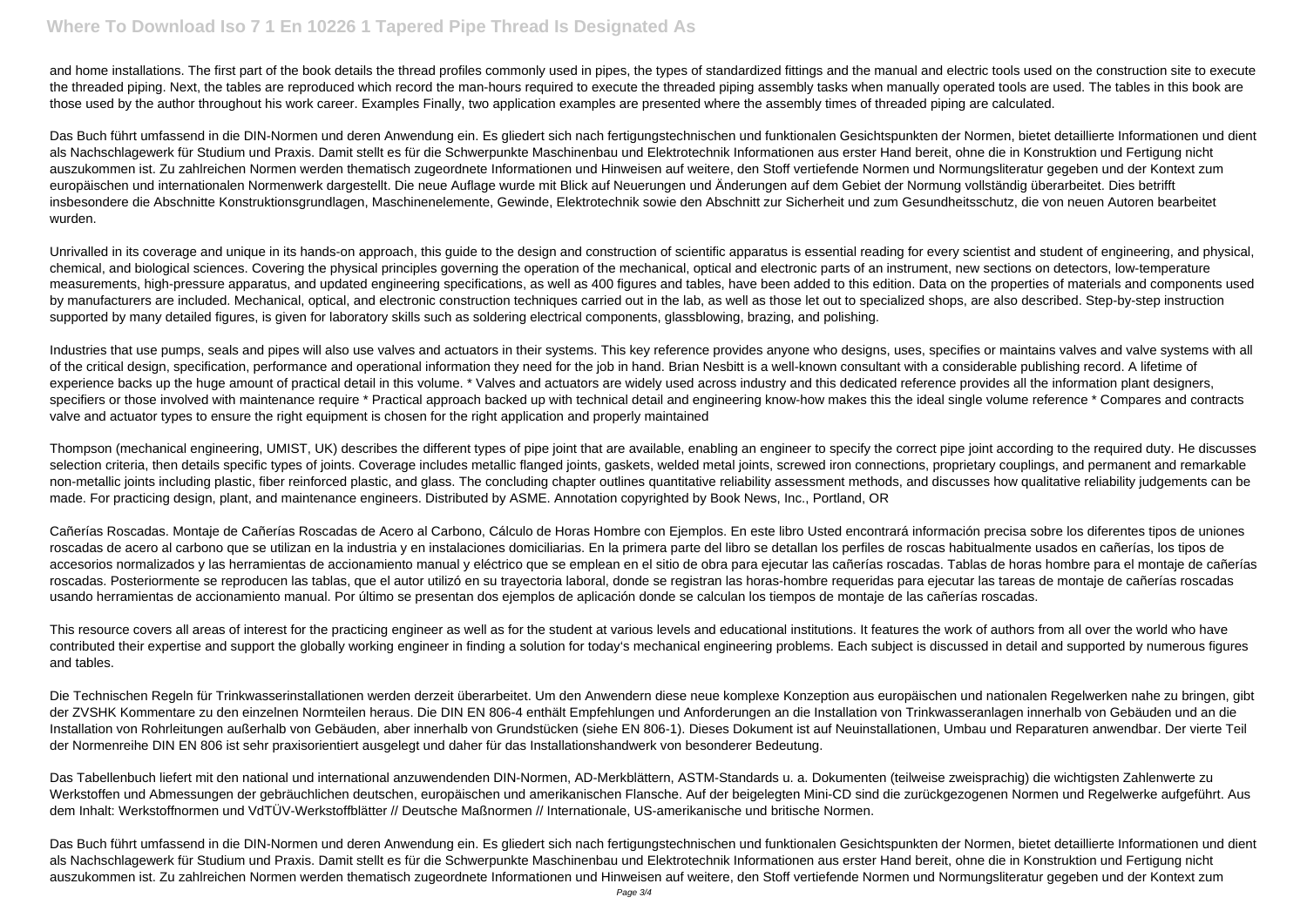and home installations. The first part of the book details the thread profiles commonly used in pipes, the types of standardized fittings and the manual and electric tools used on the construction site to execute the threaded piping. Next, the tables are reproduced which record the man-hours required to execute the threaded piping assembly tasks when manually operated tools are used. The tables in this book are those used by the author throughout his work career. Examples Finally, two application examples are presented where the assembly times of threaded piping are calculated.

Das Buch führt umfassend in die DIN-Normen und deren Anwendung ein. Es gliedert sich nach fertigungstechnischen und funktionalen Gesichtspunkten der Normen, bietet detaillierte Informationen und dient als Nachschlagewerk für Studium und Praxis. Damit stellt es für die Schwerpunkte Maschinenbau und Elektrotechnik Informationen aus erster Hand bereit, ohne die in Konstruktion und Fertigung nicht auszukommen ist. Zu zahlreichen Normen werden thematisch zugeordnete Informationen und Hinweisen auf weitere, den Stoff vertiefende Normen und Normungsliteratur gegeben und der Kontext zum europäischen und internationalen Normenwerk dargestellt. Die neue Auflage wurde mit Blick auf Neuerungen und Änderungen auf dem Gebiet der Normung vollständig überarbeitet. Dies betrifft insbesondere die Abschnitte Konstruktionsgrundlagen, Maschinenelemente, Gewinde, Elektrotechnik sowie den Abschnitt zur Sicherheit und zum Gesundheitsschutz, die von neuen Autoren bearbeitet wurden.

Unrivalled in its coverage and unique in its hands-on approach, this guide to the design and construction of scientific apparatus is essential reading for every scientist and student of engineering, and physical, chemical, and biological sciences. Covering the physical principles governing the operation of the mechanical, optical and electronic parts of an instrument, new sections on detectors, low-temperature measurements, high-pressure apparatus, and updated engineering specifications, as well as 400 figures and tables, have been added to this edition. Data on the properties of materials and components used by manufacturers are included. Mechanical, optical, and electronic construction techniques carried out in the lab, as well as those let out to specialized shops, are also described. Step-by-step instruction supported by many detailed figures, is given for laboratory skills such as soldering electrical components, glassblowing, brazing, and polishing.

Industries that use pumps, seals and pipes will also use valves and actuators in their systems. This key reference provides anyone who designs, uses, specifies or maintains valves and valve systems with all of the critical design, specification, performance and operational information they need for the job in hand. Brian Nesbitt is a well-known consultant with a considerable publishing record. A lifetime of experience backs up the huge amount of practical detail in this volume. * Valves and actuators are widely used across industry and this dedicated reference provides all the information plant designers, specifiers or those involved with maintenance require * Practical approach backed up with technical detail and engineering know-how makes this the ideal single volume reference * Compares and contracts valve and actuator types to ensure the right equipment is chosen for the right application and properly maintained

Thompson (mechanical engineering, UMIST, UK) describes the different types of pipe joint that are available, enabling an engineer to specify the correct pipe joint according to the required duty. He discusses selection criteria, then details specific types of joints. Coverage includes metallic flanged joints, gaskets, welded metal joints, screwed iron connections, proprietary couplings, and permanent and remarkable non-metallic joints including plastic, fiber reinforced plastic, and glass. The concluding chapter outlines quantitative reliability assessment methods, and discusses how qualitative reliability judgements can be made. For practicing design, plant, and maintenance engineers. Distributed by ASME. Annotation copyrighted by Book News, Inc., Portland, OR

Cañerías Roscadas. Montaje de Cañerías Roscadas de Acero al Carbono, Cálculo de Horas Hombre con Ejemplos. En este libro Usted encontrará información precisa sobre los diferentes tipos de uniones roscadas de acero al carbono que se utilizan en la industria y en instalaciones domiciliarias. En la primera parte del libro se detallan los perfiles de roscas habitualmente usados en cañerías, los tipos de accesorios normalizados y las herramientas de accionamiento manual y eléctrico que se emplean en el sitio de obra para ejecutar las cañerías roscadas. Tablas de horas hombre para el montaje de cañerías roscadas. Posteriormente se reproducen las tablas, que el autor utilizó en su trayectoria laboral, donde se registran las horas-hombre requeridas para ejecutar las tareas de montaje de cañerías roscadas usando herramientas de accionamiento manual. Por último se presentan dos ejemplos de aplicación donde se calculan los tiempos de montaje de las cañerías roscadas.

This resource covers all areas of interest for the practicing engineer as well as for the student at various levels and educational institutions. It features the work of authors from all over the world who have contributed their expertise and support the globally working engineer in finding a solution for today's mechanical engineering problems. Each subject is discussed in detail and supported by numerous figures and tables.

Die Technischen Regeln für Trinkwasserinstallationen werden derzeit überarbeitet. Um den Anwendern diese neue komplexe Konzeption aus europäischen und nationalen Regelwerken nahe zu bringen, gibt der ZVSHK Kommentare zu den einzelnen Normteilen heraus. Die DIN EN 806-4 enthält Empfehlungen und Anforderungen an die Installation von Trinkwasseranlagen innerhalb von Gebäuden und an die Installation von Rohrleitungen außerhalb von Gebäuden, aber innerhalb von Grundstücken (siehe EN 806-1). Dieses Dokument ist auf Neuinstallationen, Umbau und Reparaturen anwendbar. Der vierte Teil der Normenreihe DIN EN 806 ist sehr praxisorientiert ausgelegt und daher für das Installationshandwerk von besonderer Bedeutung.

Das Tabellenbuch liefert mit den national und international anzuwendenden DIN-Normen, AD-Merkblättern, ASTM-Standards u. a. Dokumenten (teilweise zweisprachig) die wichtigsten Zahlenwerte zu Werkstoffen und Abmessungen der gebräuchlichen deutschen, europäischen und amerikanischen Flansche. Auf der beigelegten Mini-CD sind die zurückgezogenen Normen und Regelwerke aufgeführt. Aus dem Inhalt: Werkstoffnormen und VdTÜV-Werkstoffblätter // Deutsche Maßnormen // Internationale, US-amerikanische und britische Normen.

Das Buch führt umfassend in die DIN-Normen und deren Anwendung ein. Es gliedert sich nach fertigungstechnischen und funktionalen Gesichtspunkten der Normen, bietet detaillierte Informationen und dient als Nachschlagewerk für Studium und Praxis. Damit stellt es für die Schwerpunkte Maschinenbau und Elektrotechnik Informationen aus erster Hand bereit, ohne die in Konstruktion und Fertigung nicht auszukommen ist. Zu zahlreichen Normen werden thematisch zugeordnete Informationen und Hinweisen auf weitere, den Stoff vertiefende Normen und Normungsliteratur gegeben und der Kontext zum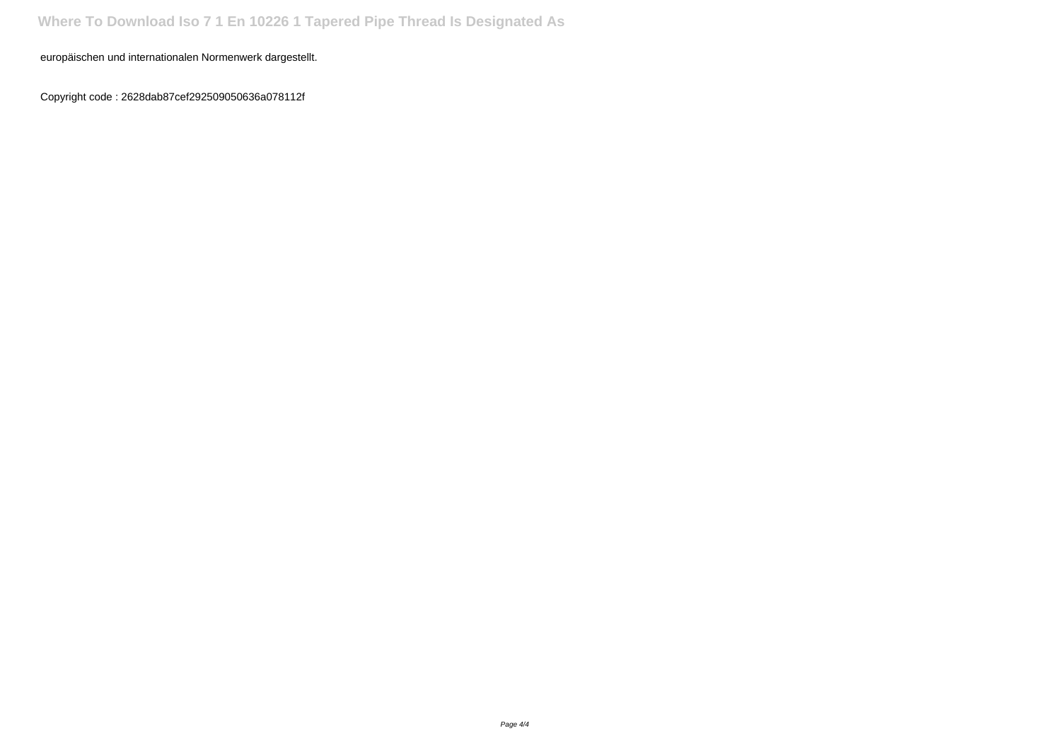europäischen und internationalen Normenwerk dargestellt.

Copyright code : 2628dab87cef292509050636a078112f